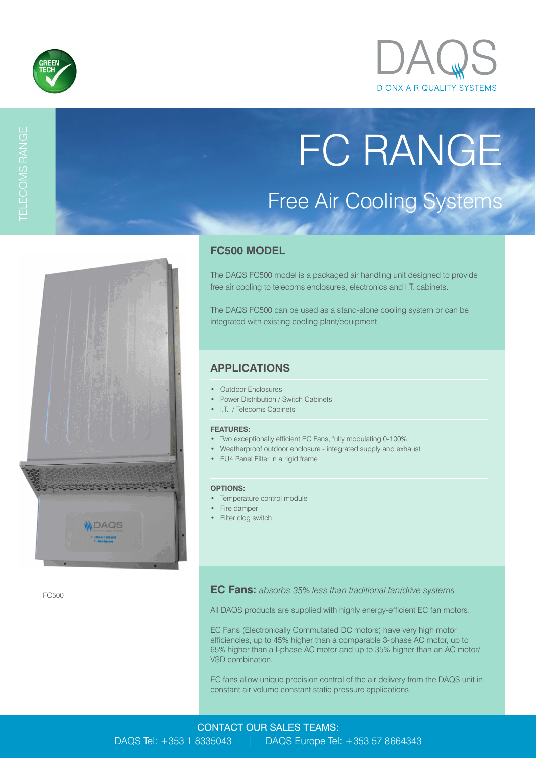GREEN TECH

# DAQS

DIONX AIR QUALITY SYSTEMS

TELECOMS RANGE

# FC RANGE

## Free Air Cooling Systems

FC500

## FC500 MODEL

The DAQS FC500 model is a packaged air handling unit designed to provide free air cooling to telecoms enclosures, electronics and I.T. cabinets.

The DAQS FC500 can be used as a stand-alone cooling system or can be integrated with existing cooling plant/equipment.

## APPLICATIONS

- Outdoor Enclosures
- Power Distribution / Switch Cabinets
- I.T. / Telecoms Cabinets

**FEATURES:**

- Two exceptionally efficient EC Fans, fully modulating 0-100%
- Weatherproof outdoor enclosure - integrated supply and exhaust
- EU4 Panel Filter in a rigid frame

**OPTIONS:**

- Temperature control module
- Fire damper
- Filter clog switch

**EC Fans:** *absorbs 35% less than traditional fan/drive systems*

All DAQS products are supplied with highly energy-efficient EC fan motors.

EC Fans (Electronically Commutated DC motors) have very high motor efficiencies, up to 45% higher than a comparable 3-phase AC motor, up to 65% higher than a I-phase AC motor and up to 35% higher than an AC motor/VSD combination.

EC fans allow unique precision control of the air delivery from the DAQS unit in constant air volume constant static pressure applications.

CONTACT OUR SALES TEAMS:

DAQS Tel: +353 1 8335043 | DAQS Europe Tel: +353 57 8664343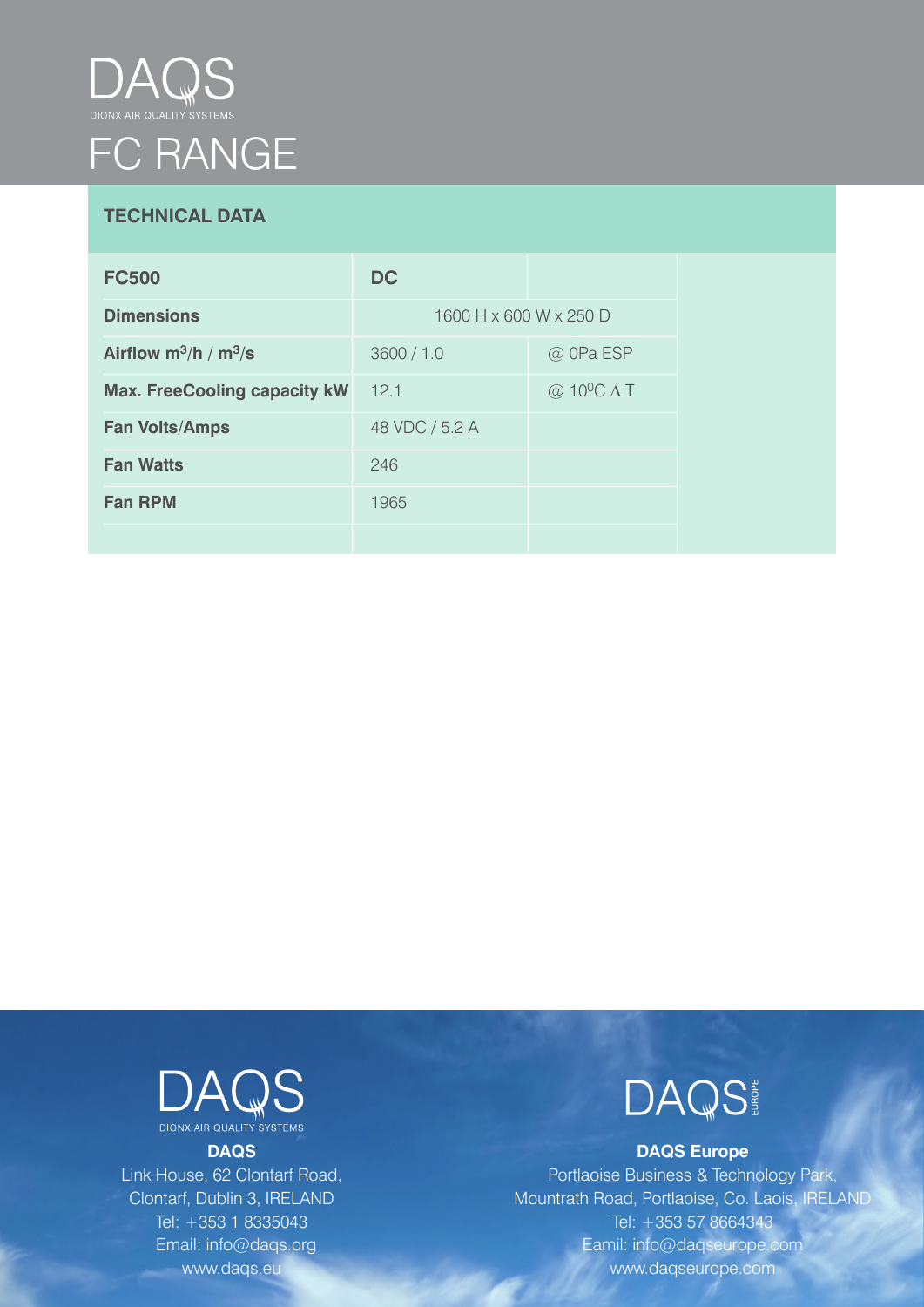# DAQS

DIONX AIR QUALITY SYSTEMS

# FC RANGE

## TECHNICAL DATA

| FC500 | DC | |
|---|---|---|
| **Dimensions** | 1600 H x 600 W x 250 D | |
| **Airflow $m^3/h$ / $m^3/s$** | 3600 / 1.0 | @ 0Pa ESP |
| **Max. FreeCooling capacity kW** | 12.1 | @ $10^0C\ \Delta T$ |
| **Fan Volts/Amps** | 48 VDC / 5.2 A | |
| **Fan Watts** | 246 | |
| **Fan RPM** | 1965 | |

DAQS
DIONX AIR QUALITY SYSTEMS

**DAQS**
Link House, 62 Clontarf Road,
Clontarf, Dublin 3, IRELAND
Tel: +353 1 8335043
Email: info@daqs.org
www.daqs.eu

DAQS EUROPE

**DAQS Europe**
Portlaoise Business & Technology Park,
Mountrath Road, Portlaoise, Co. Laois, IRELAND
Tel: +353 57 8664343
Eamil: info@daqseurope.com
www.daqseurope.com